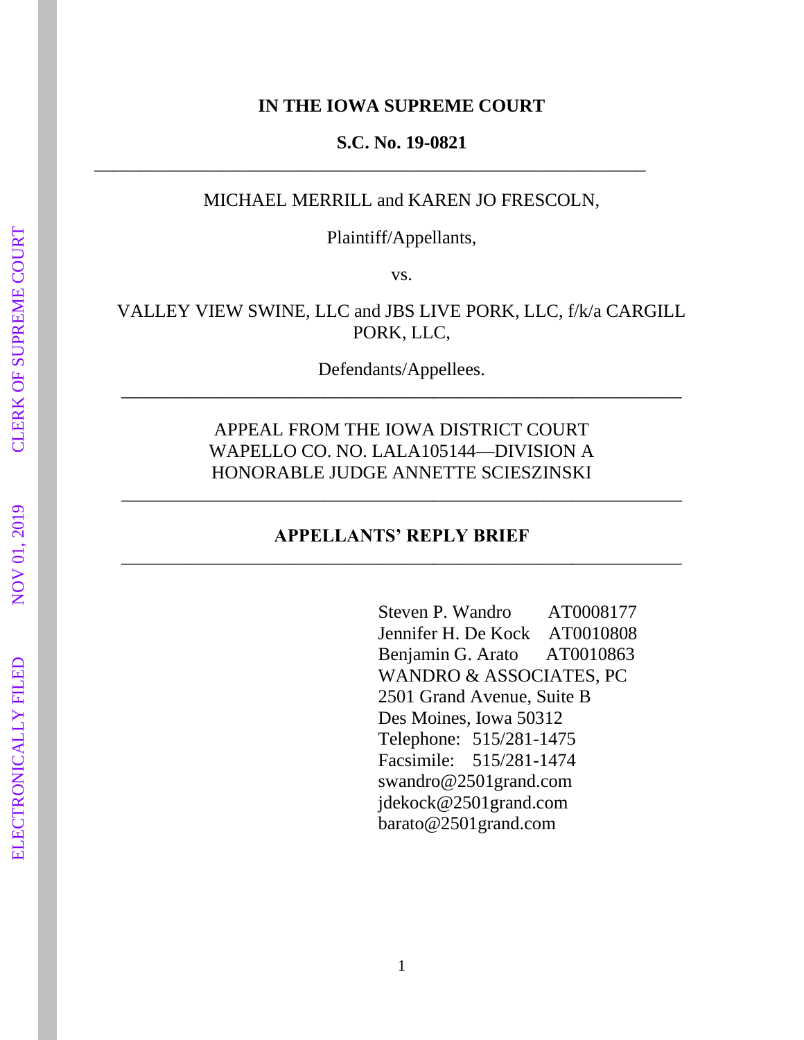**IN THE IOWA SUPREME COURT**

**S.C. No. 19-0821**

---

MICHAEL MERRILL and KAREN JO FRESCOLN,

Plaintiff/Appellants,

vs.

VALLEY VIEW SWINE, LLC and JBS LIVE PORK, LLC, f/k/a CARGILL PORK, LLC,

Defendants/Appellees.

---

APPEAL FROM THE IOWA DISTRICT COURT
WAPELLO CO. NO. LALA105144—DIVISION A
HONORABLE JUDGE ANNETTE SCIESZINSKI

---

**APPELLANTS' REPLY BRIEF**

---

Steven P. Wandro AT0008177
Jennifer H. De Kock AT0010808
Benjamin G. Arato AT0010863
WANDRO & ASSOCIATES, PC
2501 Grand Avenue, Suite B
Des Moines, Iowa 50312
Telephone: 515/281-1475
Facsimile: 515/281-1474
swandro@2501grand.com
jdekock@2501grand.com
barato@2501grand.com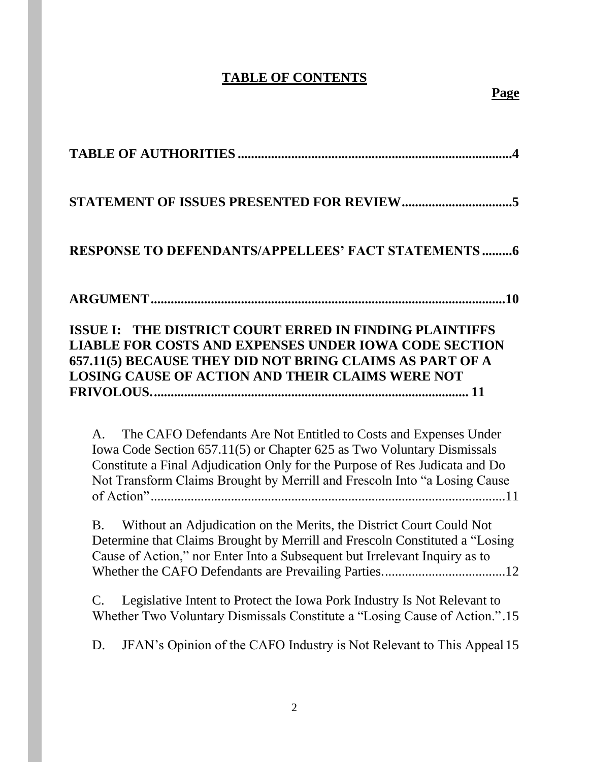# TABLE OF CONTENTS

**Page**

**TABLE OF AUTHORITIES .................................................................................4**

**STATEMENT OF ISSUES PRESENTED FOR REVIEW.................................5**

**RESPONSE TO DEFENDANTS/APPELLEES' FACT STATEMENTS .........6**

**ARGUMENT.........................................................................................................10**

**ISSUE I: THE DISTRICT COURT ERRED IN FINDING PLAINTIFFS LIABLE FOR COSTS AND EXPENSES UNDER IOWA CODE SECTION 657.11(5) BECAUSE THEY DID NOT BRING CLAIMS AS PART OF A LOSING CAUSE OF ACTION AND THEIR CLAIMS WERE NOT FRIVOLOUS............................................................................................ 11**

A. The CAFO Defendants Are Not Entitled to Costs and Expenses Under Iowa Code Section 657.11(5) or Chapter 625 as Two Voluntary Dismissals Constitute a Final Adjudication Only for the Purpose of Res Judicata and Do Not Transform Claims Brought by Merrill and Frescoln Into "a Losing Cause of Action"..........................................................................................11

B. Without an Adjudication on the Merits, the District Court Could Not Determine that Claims Brought by Merrill and Frescoln Constituted a "Losing Cause of Action," nor Enter Into a Subsequent but Irrelevant Inquiry as to Whether the CAFO Defendants are Prevailing Parties....................................12

C. Legislative Intent to Protect the Iowa Pork Industry Is Not Relevant to Whether Two Voluntary Dismissals Constitute a "Losing Cause of Action.".15

D. JFAN's Opinion of the CAFO Industry is Not Relevant to This Appeal 15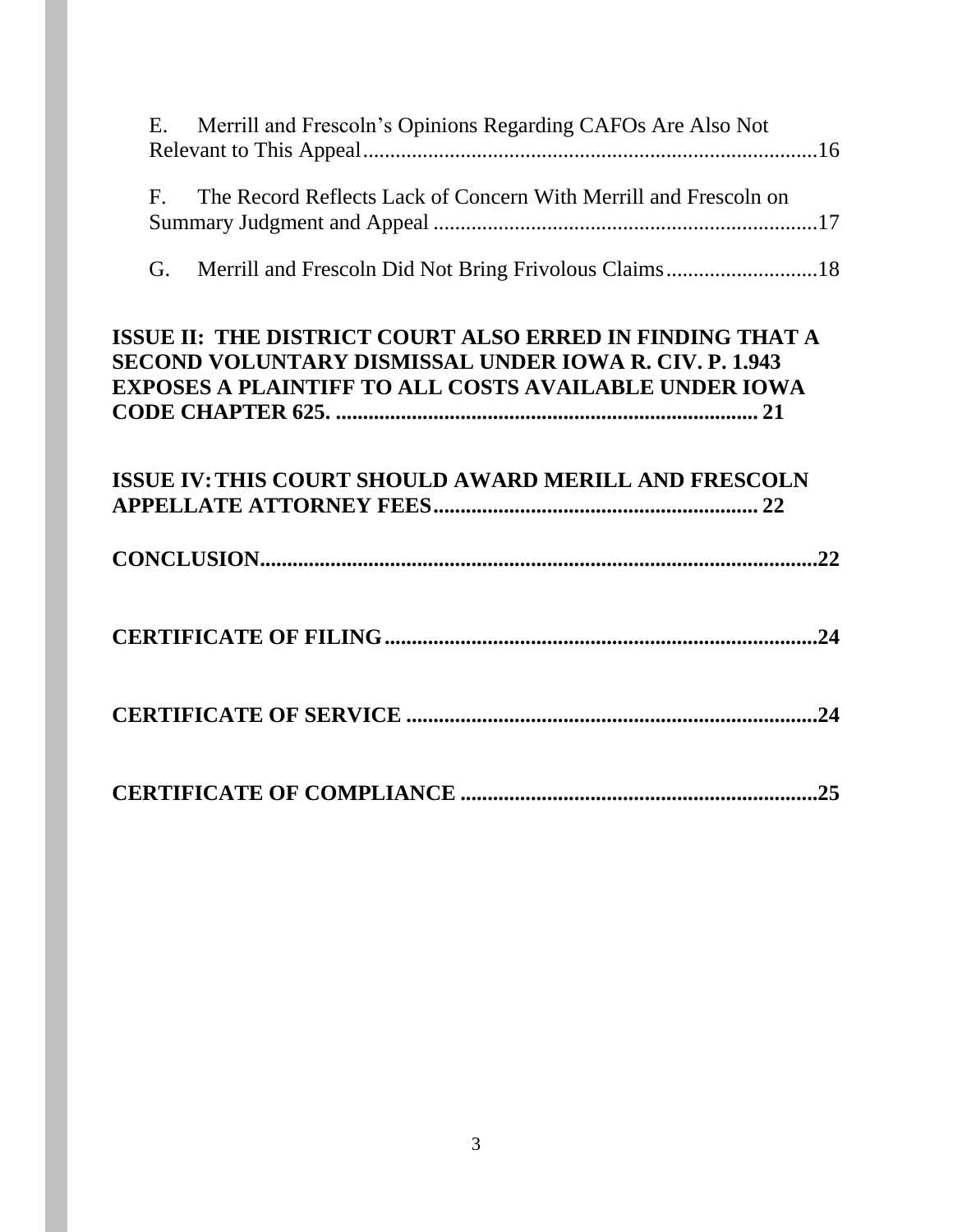E. Merrill and Frescoln's Opinions Regarding CAFOs Are Also Not Relevant to This Appeal....16

F. The Record Reflects Lack of Concern With Merrill and Frescoln on Summary Judgment and Appeal....17

G. Merrill and Frescoln Did Not Bring Frivolous Claims....18

**ISSUE II: THE DISTRICT COURT ALSO ERRED IN FINDING THAT A SECOND VOLUNTARY DISMISSAL UNDER IOWA R. CIV. P. 1.943 EXPOSES A PLAINTIFF TO ALL COSTS AVAILABLE UNDER IOWA CODE CHAPTER 625. .... 21**

**ISSUE IV: THIS COURT SHOULD AWARD MERILL AND FRESCOLN APPELLATE ATTORNEY FEES.... 22**

**CONCLUSION....22**

**CERTIFICATE OF FILING....24**

**CERTIFICATE OF SERVICE....24**

**CERTIFICATE OF COMPLIANCE....25**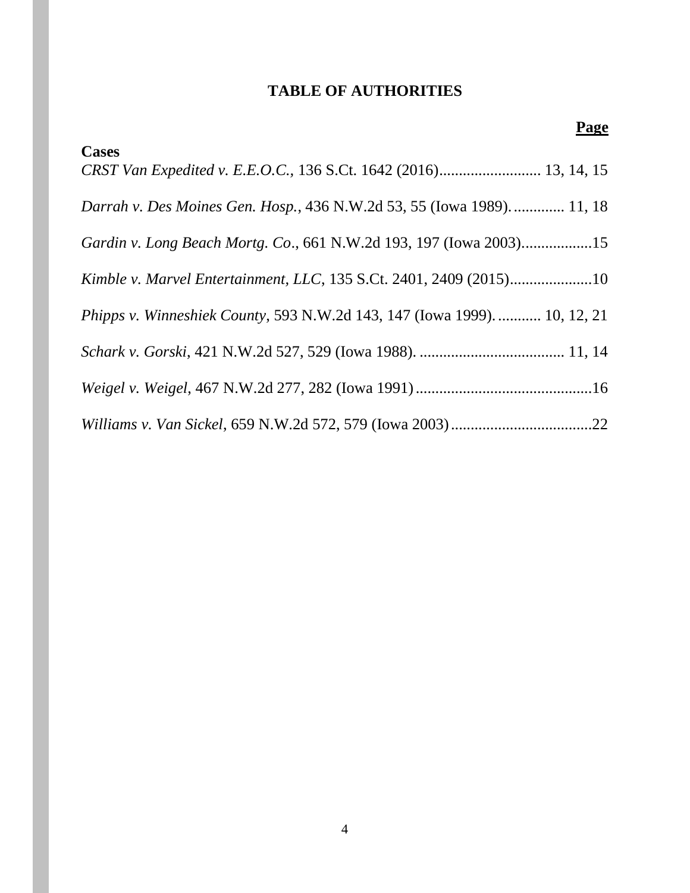# TABLE OF AUTHORITIES

**Page**

**Cases**

*CRST Van Expedited v. E.E.O.C.*, 136 S.Ct. 1642 (2016).......................... 13, 14, 15

*Darrah v. Des Moines Gen. Hosp.*, 436 N.W.2d 53, 55 (Iowa 1989)............. 11, 18

*Gardin v. Long Beach Mortg. Co*., 661 N.W.2d 193, 197 (Iowa 2003)..................15

*Kimble v. Marvel Entertainment, LLC*, 135 S.Ct. 2401, 2409 (2015).....................10

*Phipps v. Winneshiek County*, 593 N.W.2d 143, 147 (Iowa 1999)........... 10, 12, 21

*Schark v. Gorski*, 421 N.W.2d 527, 529 (Iowa 1988)..................................... 11, 14

*Weigel v. Weigel*, 467 N.W.2d 277, 282 (Iowa 1991).............................................16

*Williams v. Van Sickel*, 659 N.W.2d 572, 579 (Iowa 2003)....................................22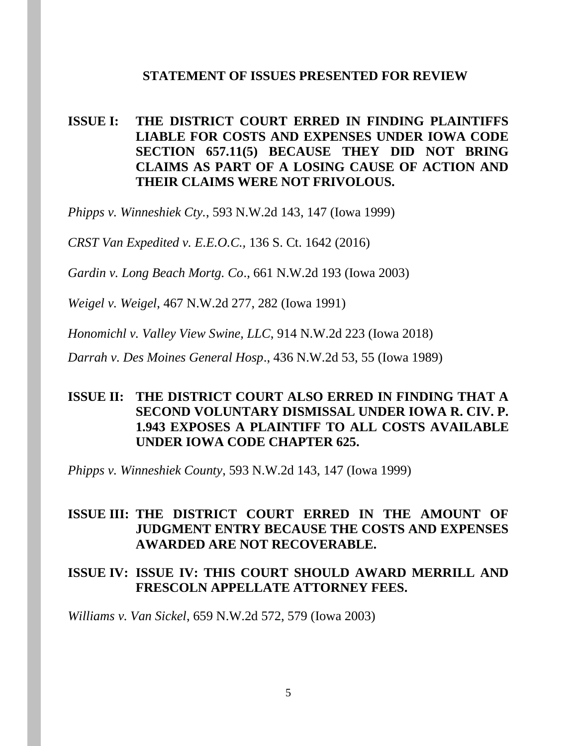## STATEMENT OF ISSUES PRESENTED FOR REVIEW

**ISSUE I: THE DISTRICT COURT ERRED IN FINDING PLAINTIFFS LIABLE FOR COSTS AND EXPENSES UNDER IOWA CODE SECTION 657.11(5) BECAUSE THEY DID NOT BRING CLAIMS AS PART OF A LOSING CAUSE OF ACTION AND THEIR CLAIMS WERE NOT FRIVOLOUS.**

*Phipps v. Winneshiek Cty.*, 593 N.W.2d 143, 147 (Iowa 1999)

*CRST Van Expedited v. E.E.O.C.,* 136 S. Ct. 1642 (2016)

*Gardin v. Long Beach Mortg. Co*., 661 N.W.2d 193 (Iowa 2003)

*Weigel v. Weigel*, 467 N.W.2d 277, 282 (Iowa 1991)

*Honomichl v. Valley View Swine, LLC*, 914 N.W.2d 223 (Iowa 2018)

*Darrah v. Des Moines General Hosp*., 436 N.W.2d 53, 55 (Iowa 1989)

**ISSUE II: THE DISTRICT COURT ALSO ERRED IN FINDING THAT A SECOND VOLUNTARY DISMISSAL UNDER IOWA R. CIV. P. 1.943 EXPOSES A PLAINTIFF TO ALL COSTS AVAILABLE UNDER IOWA CODE CHAPTER 625.**

*Phipps v. Winneshiek County*, 593 N.W.2d 143, 147 (Iowa 1999)

**ISSUE III: THE DISTRICT COURT ERRED IN THE AMOUNT OF JUDGMENT ENTRY BECAUSE THE COSTS AND EXPENSES AWARDED ARE NOT RECOVERABLE.**

**ISSUE IV: ISSUE IV: THIS COURT SHOULD AWARD MERRILL AND FRESCOLN APPELLATE ATTORNEY FEES.**

*Williams v. Van Sickel*, 659 N.W.2d 572, 579 (Iowa 2003)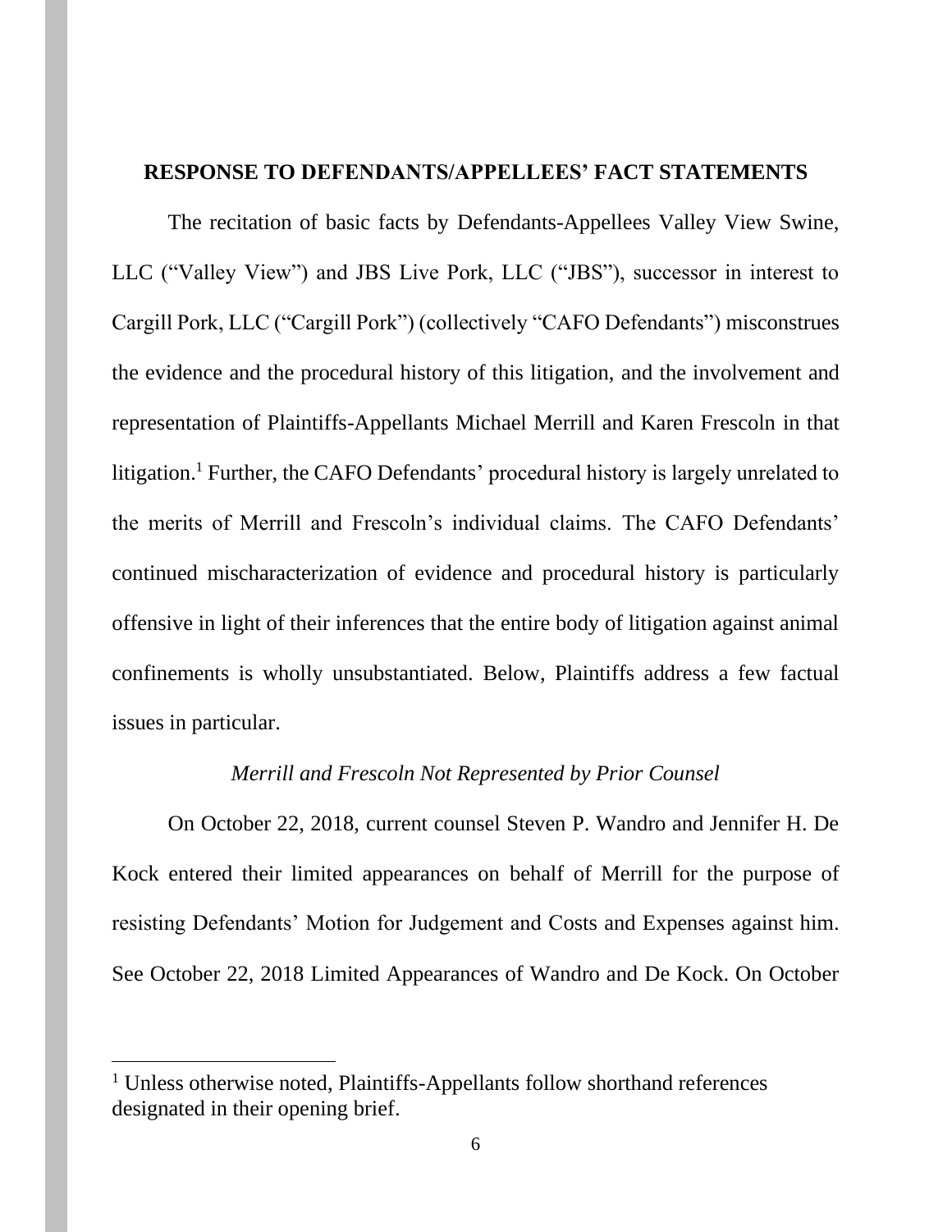## RESPONSE TO DEFENDANTS/APPELLEES' FACT STATEMENTS

The recitation of basic facts by Defendants-Appellees Valley View Swine, LLC ("Valley View") and JBS Live Pork, LLC ("JBS"), successor in interest to Cargill Pork, LLC ("Cargill Pork") (collectively "CAFO Defendants") misconstrues the evidence and the procedural history of this litigation, and the involvement and representation of Plaintiffs-Appellants Michael Merrill and Karen Frescoln in that litigation.[1] Further, the CAFO Defendants' procedural history is largely unrelated to the merits of Merrill and Frescoln's individual claims. The CAFO Defendants' continued mischaracterization of evidence and procedural history is particularly offensive in light of their inferences that the entire body of litigation against animal confinements is wholly unsubstantiated. Below, Plaintiffs address a few factual issues in particular.

*Merrill and Frescoln Not Represented by Prior Counsel*

On October 22, 2018, current counsel Steven P. Wandro and Jennifer H. De Kock entered their limited appearances on behalf of Merrill for the purpose of resisting Defendants' Motion for Judgement and Costs and Expenses against him. See October 22, 2018 Limited Appearances of Wandro and De Kock. On October

[1] Unless otherwise noted, Plaintiffs-Appellants follow shorthand references designated in their opening brief.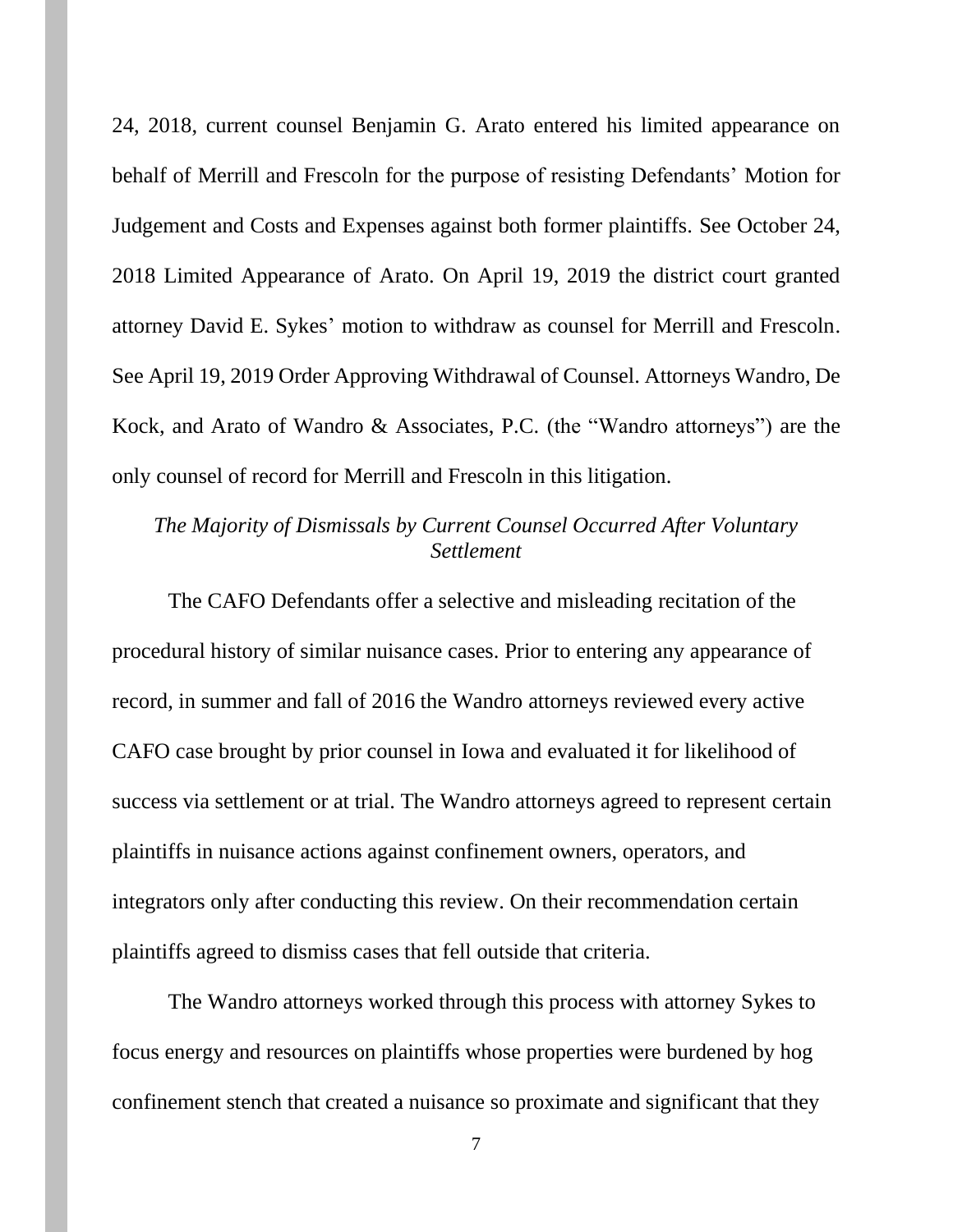24, 2018, current counsel Benjamin G. Arato entered his limited appearance on behalf of Merrill and Frescoln for the purpose of resisting Defendants' Motion for Judgement and Costs and Expenses against both former plaintiffs. See October 24, 2018 Limited Appearance of Arato. On April 19, 2019 the district court granted attorney David E. Sykes' motion to withdraw as counsel for Merrill and Frescoln. See April 19, 2019 Order Approving Withdrawal of Counsel. Attorneys Wandro, De Kock, and Arato of Wandro & Associates, P.C. (the "Wandro attorneys") are the only counsel of record for Merrill and Frescoln in this litigation.

*The Majority of Dismissals by Current Counsel Occurred After Voluntary Settlement*

The CAFO Defendants offer a selective and misleading recitation of the procedural history of similar nuisance cases. Prior to entering any appearance of record, in summer and fall of 2016 the Wandro attorneys reviewed every active CAFO case brought by prior counsel in Iowa and evaluated it for likelihood of success via settlement or at trial. The Wandro attorneys agreed to represent certain plaintiffs in nuisance actions against confinement owners, operators, and integrators only after conducting this review. On their recommendation certain plaintiffs agreed to dismiss cases that fell outside that criteria.

The Wandro attorneys worked through this process with attorney Sykes to focus energy and resources on plaintiffs whose properties were burdened by hog confinement stench that created a nuisance so proximate and significant that they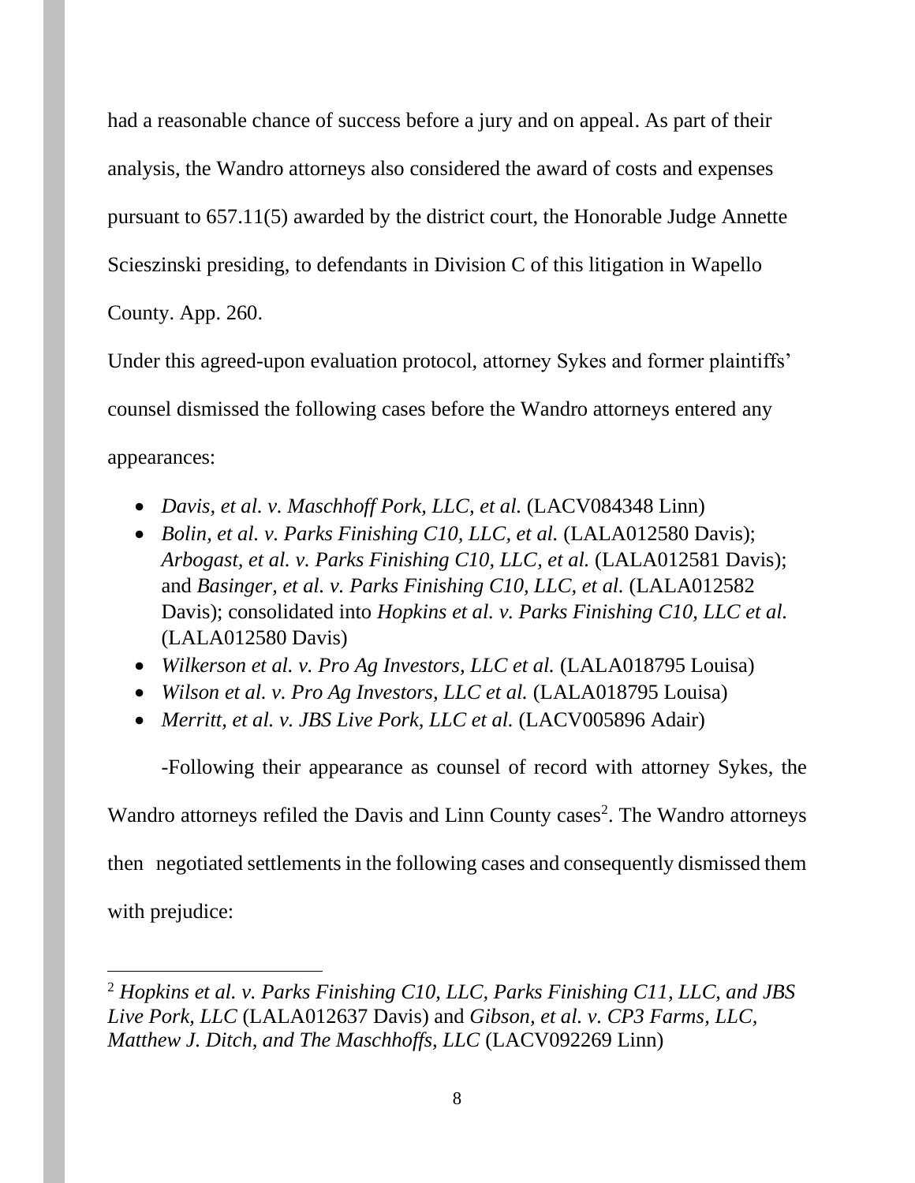had a reasonable chance of success before a jury and on appeal. As part of their analysis, the Wandro attorneys also considered the award of costs and expenses pursuant to 657.11(5) awarded by the district court, the Honorable Judge Annette Scieszinski presiding, to defendants in Division C of this litigation in Wapello County. App. 260.

Under this agreed-upon evaluation protocol, attorney Sykes and former plaintiffs' counsel dismissed the following cases before the Wandro attorneys entered any appearances:

- *Davis, et al. v. Maschhoff Pork, LLC, et al.* (LACV084348 Linn)
- *Bolin, et al. v. Parks Finishing C10, LLC, et al.* (LALA012580 Davis); *Arbogast, et al. v. Parks Finishing C10, LLC, et al.* (LALA012581 Davis); and *Basinger, et al. v. Parks Finishing C10, LLC, et al.* (LALA012582 Davis); consolidated into *Hopkins et al. v. Parks Finishing C10, LLC et al.* (LALA012580 Davis)
- *Wilkerson et al. v. Pro Ag Investors, LLC et al.* (LALA018795 Louisa)
- *Wilson et al. v. Pro Ag Investors, LLC et al.* (LALA018795 Louisa)
- *Merritt, et al. v. JBS Live Pork, LLC et al.* (LACV005896 Adair)

-Following their appearance as counsel of record with attorney Sykes, the Wandro attorneys refiled the Davis and Linn County cases[2]. The Wandro attorneys then negotiated settlements in the following cases and consequently dismissed them with prejudice:

[2] *Hopkins et al. v. Parks Finishing C10, LLC, Parks Finishing C11, LLC, and JBS Live Pork, LLC* (LALA012637 Davis) and *Gibson, et al. v. CP3 Farms, LLC, Matthew J. Ditch, and The Maschhoffs, LLC* (LACV092269 Linn)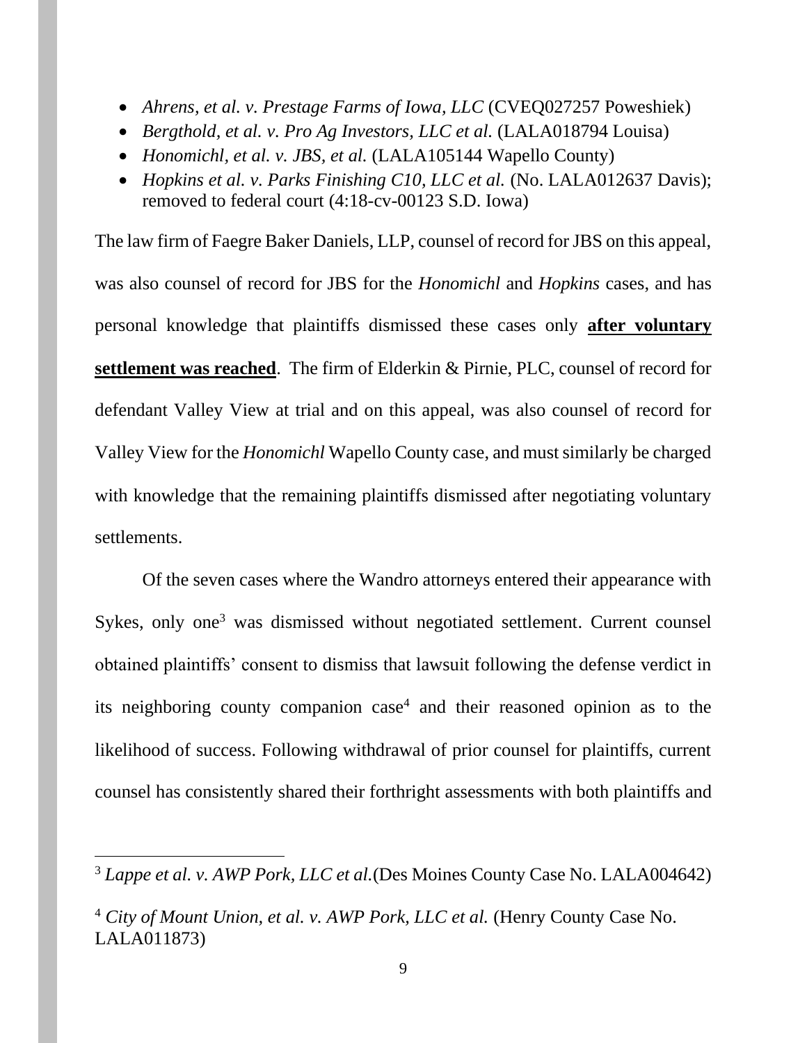- *Ahrens, et al. v. Prestage Farms of Iowa, LLC* (CVEQ027257 Poweshiek)
- *Bergthold, et al. v. Pro Ag Investors, LLC et al.* (LALA018794 Louisa)
- *Honomichl, et al. v. JBS, et al.* (LALA105144 Wapello County)
- *Hopkins et al. v. Parks Finishing C10, LLC et al.* (No. LALA012637 Davis); removed to federal court (4:18-cv-00123 S.D. Iowa)

The law firm of Faegre Baker Daniels, LLP, counsel of record for JBS on this appeal, was also counsel of record for JBS for the *Honomichl* and *Hopkins* cases, and has personal knowledge that plaintiffs dismissed these cases only <u>**after voluntary settlement was reached**</u>. The firm of Elderkin & Pirnie, PLC, counsel of record for defendant Valley View at trial and on this appeal, was also counsel of record for Valley View for the *Honomichl* Wapello County case, and must similarly be charged with knowledge that the remaining plaintiffs dismissed after negotiating voluntary settlements.

Of the seven cases where the Wandro attorneys entered their appearance with Sykes, only one[3] was dismissed without negotiated settlement. Current counsel obtained plaintiffs' consent to dismiss that lawsuit following the defense verdict in its neighboring county companion case[4] and their reasoned opinion as to the likelihood of success. Following withdrawal of prior counsel for plaintiffs, current counsel has consistently shared their forthright assessments with both plaintiffs and

[3] *Lappe et al. v. AWP Pork, LLC et al.*(Des Moines County Case No. LALA004642)

[4] *City of Mount Union, et al. v. AWP Pork, LLC et al.* (Henry County Case No. LALA011873)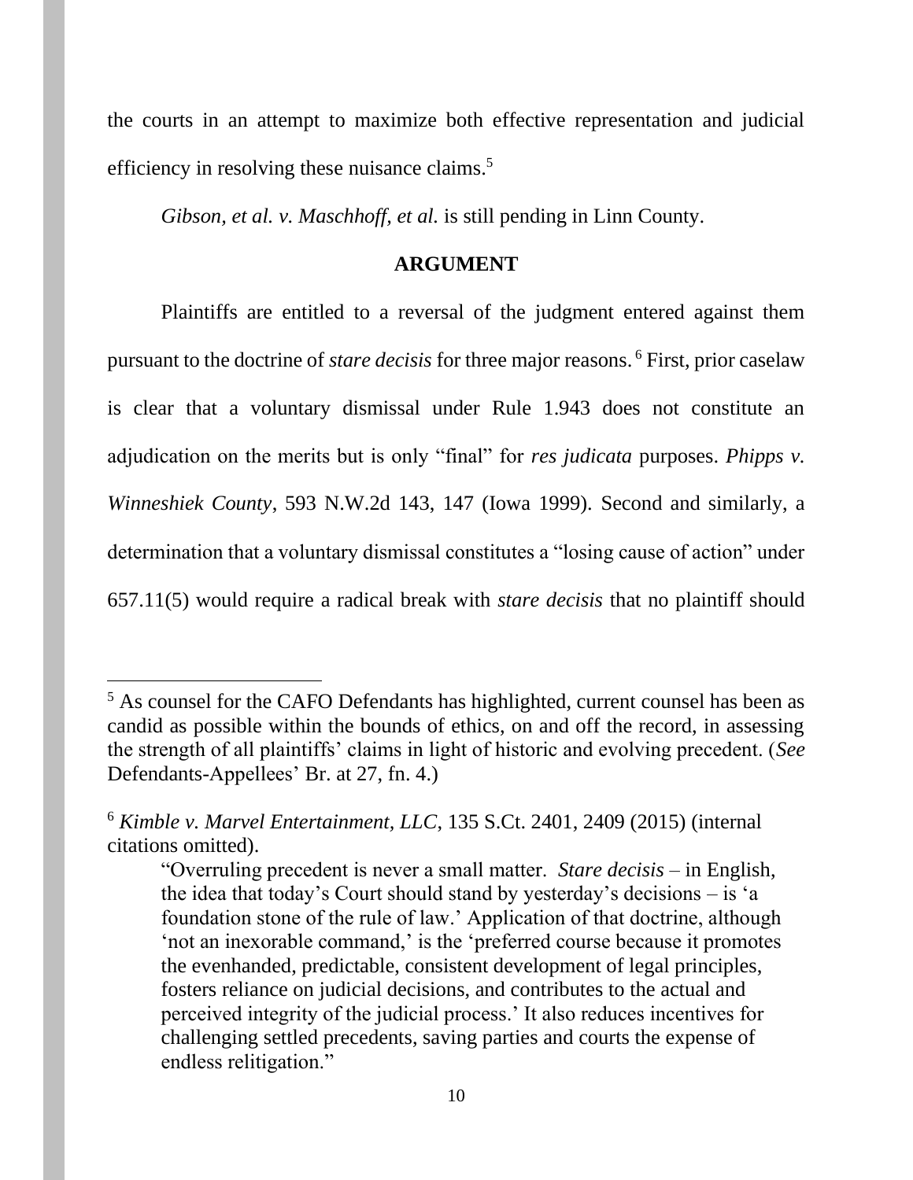the courts in an attempt to maximize both effective representation and judicial efficiency in resolving these nuisance claims.[5]

*Gibson, et al. v. Maschhoff, et al.* is still pending in Linn County.

## ARGUMENT

Plaintiffs are entitled to a reversal of the judgment entered against them pursuant to the doctrine of *stare decisis* for three major reasons.[6] First, prior caselaw is clear that a voluntary dismissal under Rule 1.943 does not constitute an adjudication on the merits but is only "final" for *res judicata* purposes. *Phipps v. Winneshiek County*, 593 N.W.2d 143, 147 (Iowa 1999). Second and similarly, a determination that a voluntary dismissal constitutes a "losing cause of action" under 657.11(5) would require a radical break with *stare decisis* that no plaintiff should

---

[5] As counsel for the CAFO Defendants has highlighted, current counsel has been as candid as possible within the bounds of ethics, on and off the record, in assessing the strength of all plaintiffs' claims in light of historic and evolving precedent. (*See* Defendants-Appellees' Br. at 27, fn. 4.)

[6] *Kimble v. Marvel Entertainment, LLC*, 135 S.Ct. 2401, 2409 (2015) (internal citations omitted).

> "Overruling precedent is never a small matter. *Stare decisis* – in English, the idea that today's Court should stand by yesterday's decisions – is 'a foundation stone of the rule of law.' Application of that doctrine, although 'not an inexorable command,' is the 'preferred course because it promotes the evenhanded, predictable, consistent development of legal principles, fosters reliance on judicial decisions, and contributes to the actual and perceived integrity of the judicial process.' It also reduces incentives for challenging settled precedents, saving parties and courts the expense of endless relitigation."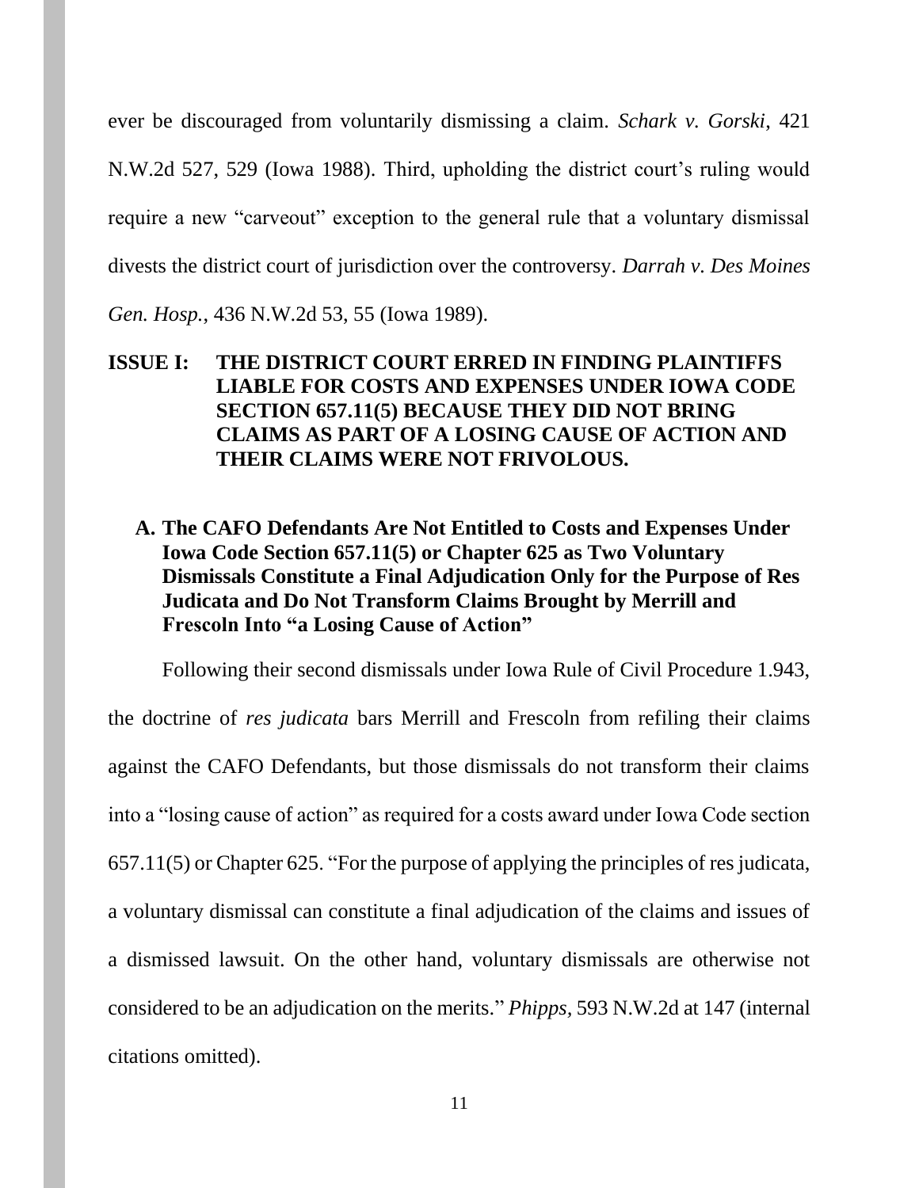ever be discouraged from voluntarily dismissing a claim. *Schark v. Gorski*, 421 N.W.2d 527, 529 (Iowa 1988). Third, upholding the district court's ruling would require a new "carveout" exception to the general rule that a voluntary dismissal divests the district court of jurisdiction over the controversy. *Darrah v. Des Moines Gen. Hosp.*, 436 N.W.2d 53, 55 (Iowa 1989).

## ISSUE I: THE DISTRICT COURT ERRED IN FINDING PLAINTIFFS LIABLE FOR COSTS AND EXPENSES UNDER IOWA CODE SECTION 657.11(5) BECAUSE THEY DID NOT BRING CLAIMS AS PART OF A LOSING CAUSE OF ACTION AND THEIR CLAIMS WERE NOT FRIVOLOUS.

### A. The CAFO Defendants Are Not Entitled to Costs and Expenses Under Iowa Code Section 657.11(5) or Chapter 625 as Two Voluntary Dismissals Constitute a Final Adjudication Only for the Purpose of Res Judicata and Do Not Transform Claims Brought by Merrill and Frescoln Into "a Losing Cause of Action"

Following their second dismissals under Iowa Rule of Civil Procedure 1.943, the doctrine of *res judicata* bars Merrill and Frescoln from refiling their claims against the CAFO Defendants, but those dismissals do not transform their claims into a "losing cause of action" as required for a costs award under Iowa Code section 657.11(5) or Chapter 625. "For the purpose of applying the principles of res judicata, a voluntary dismissal can constitute a final adjudication of the claims and issues of a dismissed lawsuit. On the other hand, voluntary dismissals are otherwise not considered to be an adjudication on the merits." *Phipps,* 593 N.W.2d at 147 (internal citations omitted).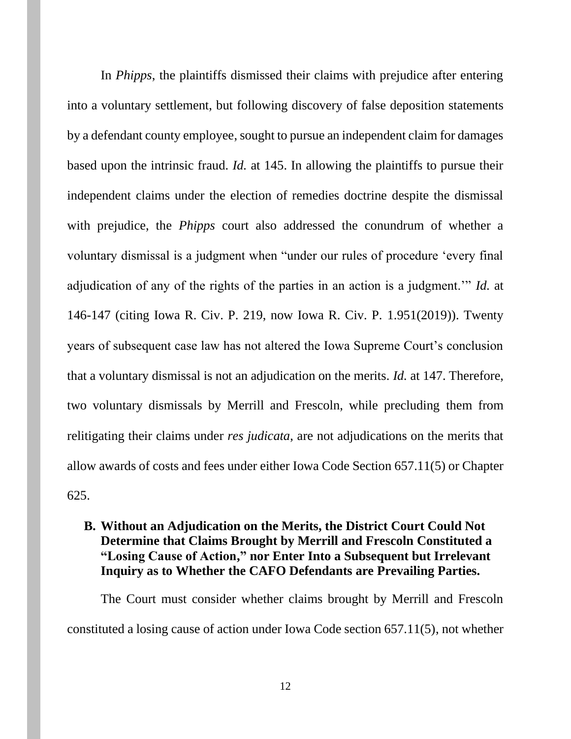In *Phipps*, the plaintiffs dismissed their claims with prejudice after entering into a voluntary settlement, but following discovery of false deposition statements by a defendant county employee, sought to pursue an independent claim for damages based upon the intrinsic fraud. *Id.* at 145. In allowing the plaintiffs to pursue their independent claims under the election of remedies doctrine despite the dismissal with prejudice, the *Phipps* court also addressed the conundrum of whether a voluntary dismissal is a judgment when "under our rules of procedure 'every final adjudication of any of the rights of the parties in an action is a judgment.'" *Id.* at 146-147 (citing Iowa R. Civ. P. 219, now Iowa R. Civ. P. 1.951(2019)). Twenty years of subsequent case law has not altered the Iowa Supreme Court's conclusion that a voluntary dismissal is not an adjudication on the merits. *Id.* at 147. Therefore, two voluntary dismissals by Merrill and Frescoln, while precluding them from relitigating their claims under *res judicata*, are not adjudications on the merits that allow awards of costs and fees under either Iowa Code Section 657.11(5) or Chapter 625.

### B. Without an Adjudication on the Merits, the District Court Could Not Determine that Claims Brought by Merrill and Frescoln Constituted a "Losing Cause of Action," nor Enter Into a Subsequent but Irrelevant Inquiry as to Whether the CAFO Defendants are Prevailing Parties.

The Court must consider whether claims brought by Merrill and Frescoln constituted a losing cause of action under Iowa Code section 657.11(5), not whether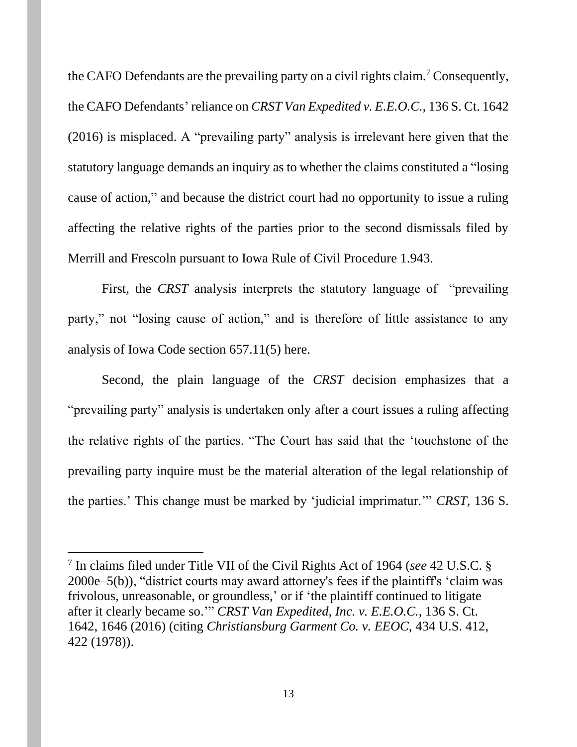the CAFO Defendants are the prevailing party on a civil rights claim.[7] Consequently, the CAFO Defendants' reliance on *CRST Van Expedited v. E.E.O.C.*, 136 S. Ct. 1642 (2016) is misplaced. A "prevailing party" analysis is irrelevant here given that the statutory language demands an inquiry as to whether the claims constituted a "losing cause of action," and because the district court had no opportunity to issue a ruling affecting the relative rights of the parties prior to the second dismissals filed by Merrill and Frescoln pursuant to Iowa Rule of Civil Procedure 1.943.

First, the *CRST* analysis interprets the statutory language of "prevailing party," not "losing cause of action," and is therefore of little assistance to any analysis of Iowa Code section 657.11(5) here.

Second, the plain language of the *CRST* decision emphasizes that a "prevailing party" analysis is undertaken only after a court issues a ruling affecting the relative rights of the parties. "The Court has said that the 'touchstone of the prevailing party inquire must be the material alteration of the legal relationship of the parties.' This change must be marked by 'judicial imprimatur.'" *CRST*, 136 S.

---

[7] In claims filed under Title VII of the Civil Rights Act of 1964 (*see* 42 U.S.C. § 2000e–5(b)), "district courts may award attorney's fees if the plaintiff's 'claim was frivolous, unreasonable, or groundless,' or if 'the plaintiff continued to litigate after it clearly became so.'" *CRST Van Expedited, Inc. v. E.E.O.C.*, 136 S. Ct. 1642, 1646 (2016) (citing *Christiansburg Garment Co. v. EEOC,* 434 U.S. 412, 422 (1978)).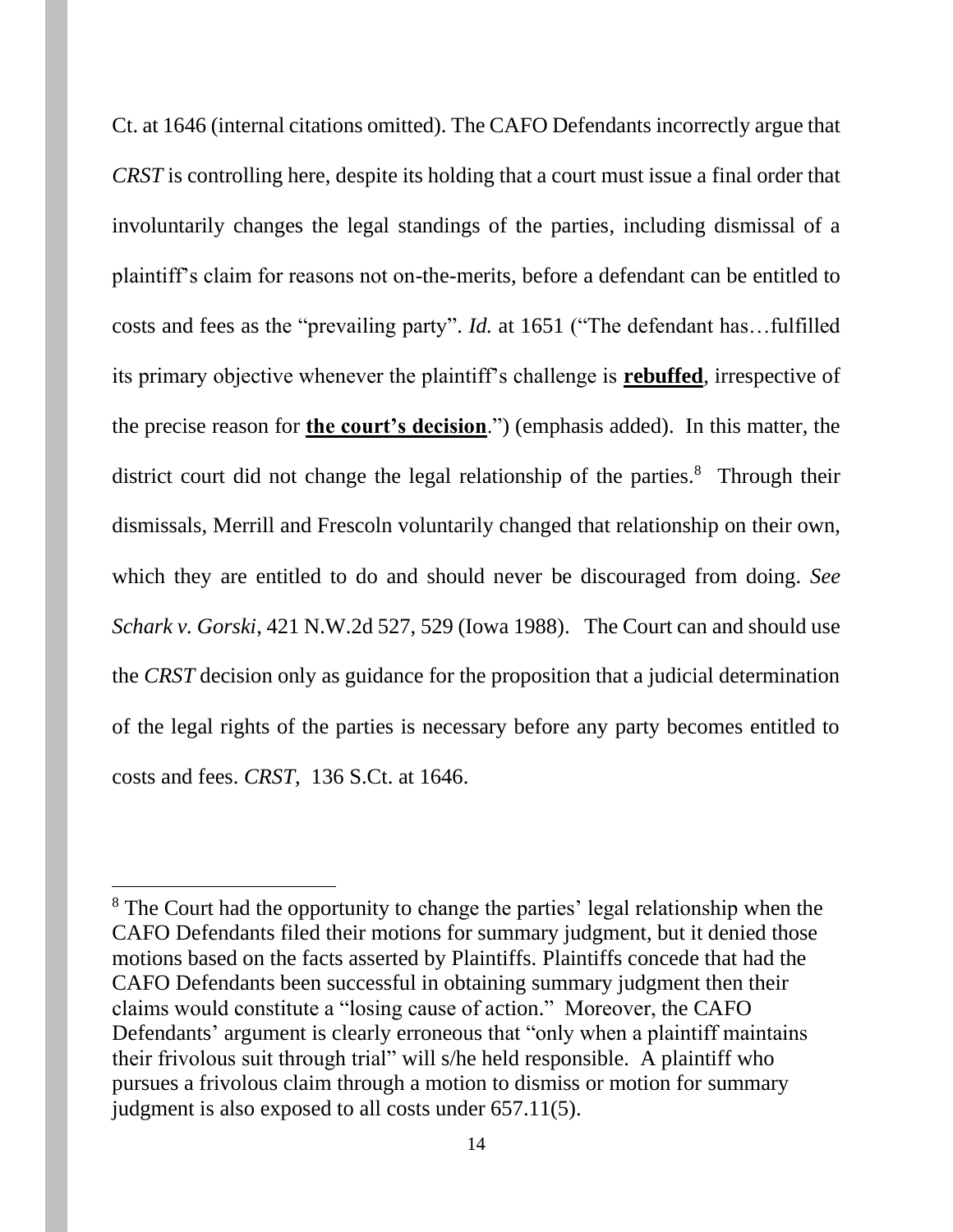Ct. at 1646 (internal citations omitted). The CAFO Defendants incorrectly argue that *CRST* is controlling here, despite its holding that a court must issue a final order that involuntarily changes the legal standings of the parties, including dismissal of a plaintiff's claim for reasons not on-the-merits, before a defendant can be entitled to costs and fees as the "prevailing party". *Id.* at 1651 ("The defendant has…fulfilled its primary objective whenever the plaintiff's challenge is **rebuffed**, irrespective of the precise reason for **the court's decision**.") (emphasis added). In this matter, the district court did not change the legal relationship of the parties.[8] Through their dismissals, Merrill and Frescoln voluntarily changed that relationship on their own, which they are entitled to do and should never be discouraged from doing. *See Schark v. Gorski*, 421 N.W.2d 527, 529 (Iowa 1988). The Court can and should use the *CRST* decision only as guidance for the proposition that a judicial determination of the legal rights of the parties is necessary before any party becomes entitled to costs and fees. *CRST*, 136 S.Ct. at 1646.

---

[8] The Court had the opportunity to change the parties' legal relationship when the CAFO Defendants filed their motions for summary judgment, but it denied those motions based on the facts asserted by Plaintiffs. Plaintiffs concede that had the CAFO Defendants been successful in obtaining summary judgment then their claims would constitute a "losing cause of action." Moreover, the CAFO Defendants' argument is clearly erroneous that "only when a plaintiff maintains their frivolous suit through trial" will s/he held responsible. A plaintiff who pursues a frivolous claim through a motion to dismiss or motion for summary judgment is also exposed to all costs under 657.11(5).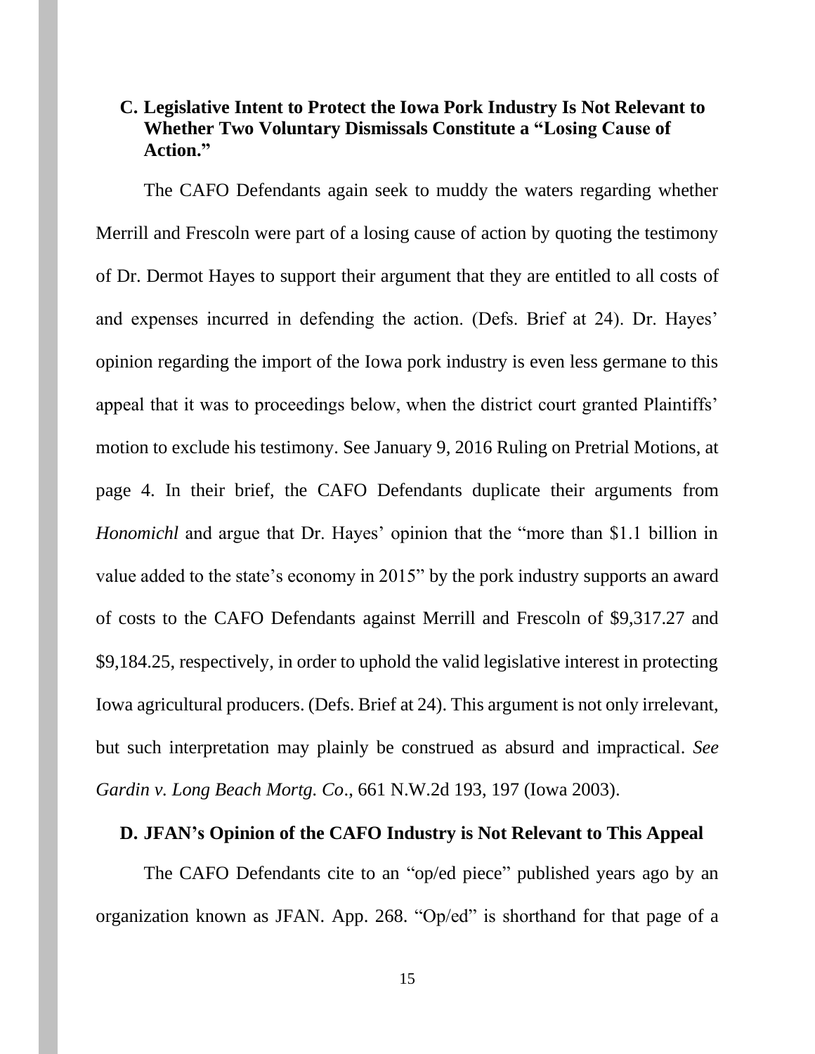### C. Legislative Intent to Protect the Iowa Pork Industry Is Not Relevant to Whether Two Voluntary Dismissals Constitute a "Losing Cause of Action."

The CAFO Defendants again seek to muddy the waters regarding whether Merrill and Frescoln were part of a losing cause of action by quoting the testimony of Dr. Dermot Hayes to support their argument that they are entitled to all costs of and expenses incurred in defending the action. (Defs. Brief at 24). Dr. Hayes' opinion regarding the import of the Iowa pork industry is even less germane to this appeal that it was to proceedings below, when the district court granted Plaintiffs' motion to exclude his testimony. See January 9, 2016 Ruling on Pretrial Motions, at page 4. In their brief, the CAFO Defendants duplicate their arguments from *Honomichl* and argue that Dr. Hayes' opinion that the "more than $1.1 billion in value added to the state's economy in 2015" by the pork industry supports an award of costs to the CAFO Defendants against Merrill and Frescoln of $9,317.27 and $9,184.25, respectively, in order to uphold the valid legislative interest in protecting Iowa agricultural producers. (Defs. Brief at 24). This argument is not only irrelevant, but such interpretation may plainly be construed as absurd and impractical. *See Gardin v. Long Beach Mortg. Co*., 661 N.W.2d 193, 197 (Iowa 2003).

### D. JFAN's Opinion of the CAFO Industry is Not Relevant to This Appeal

The CAFO Defendants cite to an "op/ed piece" published years ago by an organization known as JFAN. App. 268. "Op/ed" is shorthand for that page of a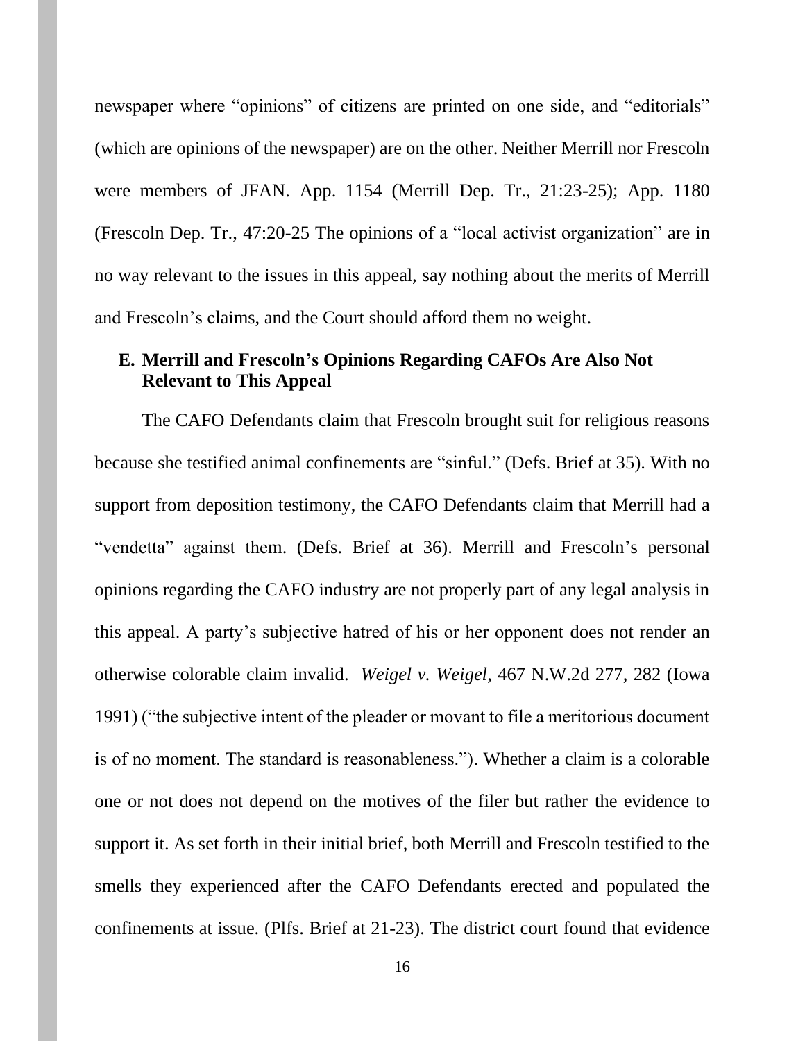newspaper where "opinions" of citizens are printed on one side, and "editorials" (which are opinions of the newspaper) are on the other. Neither Merrill nor Frescoln were members of JFAN. App. 1154 (Merrill Dep. Tr., 21:23-25); App. 1180 (Frescoln Dep. Tr., 47:20-25 The opinions of a "local activist organization" are in no way relevant to the issues in this appeal, say nothing about the merits of Merrill and Frescoln's claims, and the Court should afford them no weight.

### E. Merrill and Frescoln's Opinions Regarding CAFOs Are Also Not Relevant to This Appeal

The CAFO Defendants claim that Frescoln brought suit for religious reasons because she testified animal confinements are "sinful." (Defs. Brief at 35). With no support from deposition testimony, the CAFO Defendants claim that Merrill had a "vendetta" against them. (Defs. Brief at 36). Merrill and Frescoln's personal opinions regarding the CAFO industry are not properly part of any legal analysis in this appeal. A party's subjective hatred of his or her opponent does not render an otherwise colorable claim invalid. *Weigel v. Weigel*, 467 N.W.2d 277, 282 (Iowa 1991) ("the subjective intent of the pleader or movant to file a meritorious document is of no moment. The standard is reasonableness."). Whether a claim is a colorable one or not does not depend on the motives of the filer but rather the evidence to support it. As set forth in their initial brief, both Merrill and Frescoln testified to the smells they experienced after the CAFO Defendants erected and populated the confinements at issue. (Plfs. Brief at 21-23). The district court found that evidence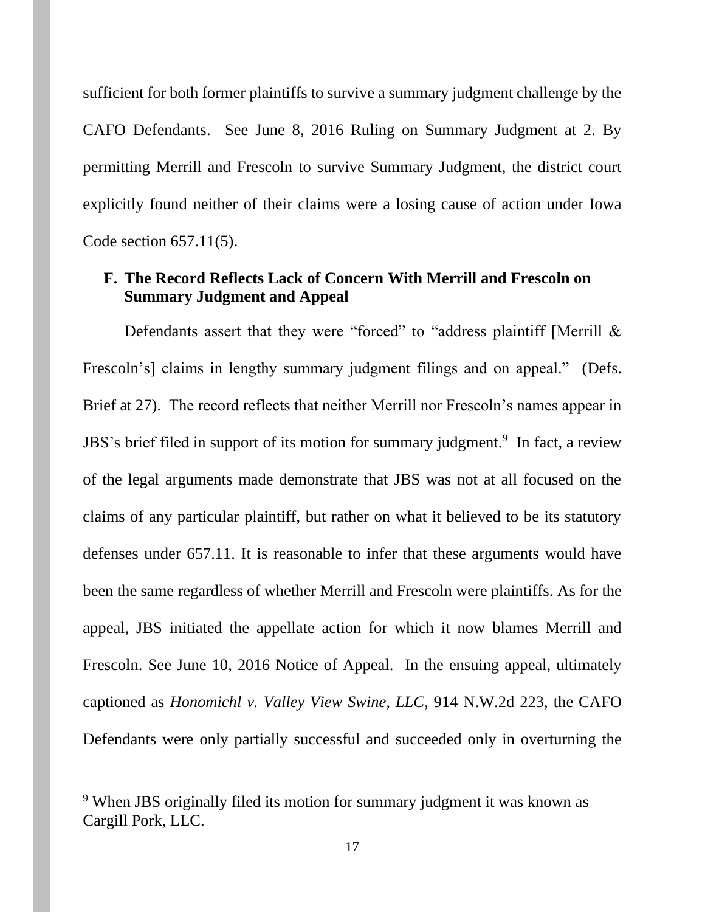sufficient for both former plaintiffs to survive a summary judgment challenge by the CAFO Defendants. See June 8, 2016 Ruling on Summary Judgment at 2. By permitting Merrill and Frescoln to survive Summary Judgment, the district court explicitly found neither of their claims were a losing cause of action under Iowa Code section 657.11(5).

### F. The Record Reflects Lack of Concern With Merrill and Frescoln on Summary Judgment and Appeal

Defendants assert that they were "forced" to "address plaintiff [Merrill & Frescoln's] claims in lengthy summary judgment filings and on appeal." (Defs. Brief at 27). The record reflects that neither Merrill nor Frescoln's names appear in JBS's brief filed in support of its motion for summary judgment.[9] In fact, a review of the legal arguments made demonstrate that JBS was not at all focused on the claims of any particular plaintiff, but rather on what it believed to be its statutory defenses under 657.11. It is reasonable to infer that these arguments would have been the same regardless of whether Merrill and Frescoln were plaintiffs. As for the appeal, JBS initiated the appellate action for which it now blames Merrill and Frescoln. See June 10, 2016 Notice of Appeal. In the ensuing appeal, ultimately captioned as *Honomichl v. Valley View Swine, LLC*, 914 N.W.2d 223, the CAFO Defendants were only partially successful and succeeded only in overturning the

[9] When JBS originally filed its motion for summary judgment it was known as Cargill Pork, LLC.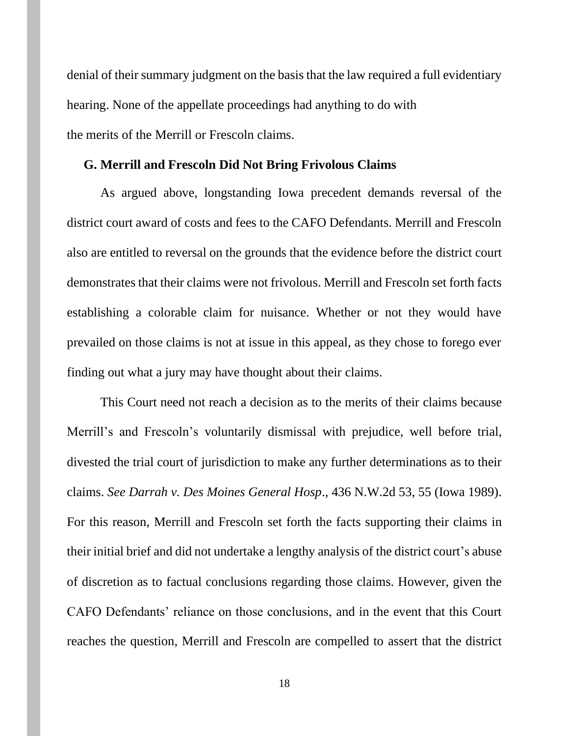denial of their summary judgment on the basis that the law required a full evidentiary hearing. None of the appellate proceedings had anything to do with the merits of the Merrill or Frescoln claims.

### G. Merrill and Frescoln Did Not Bring Frivolous Claims

As argued above, longstanding Iowa precedent demands reversal of the district court award of costs and fees to the CAFO Defendants. Merrill and Frescoln also are entitled to reversal on the grounds that the evidence before the district court demonstrates that their claims were not frivolous. Merrill and Frescoln set forth facts establishing a colorable claim for nuisance. Whether or not they would have prevailed on those claims is not at issue in this appeal, as they chose to forego ever finding out what a jury may have thought about their claims.

This Court need not reach a decision as to the merits of their claims because Merrill's and Frescoln's voluntarily dismissal with prejudice, well before trial, divested the trial court of jurisdiction to make any further determinations as to their claims. *See Darrah v. Des Moines General Hosp*., 436 N.W.2d 53, 55 (Iowa 1989). For this reason, Merrill and Frescoln set forth the facts supporting their claims in their initial brief and did not undertake a lengthy analysis of the district court's abuse of discretion as to factual conclusions regarding those claims. However, given the CAFO Defendants' reliance on those conclusions, and in the event that this Court reaches the question, Merrill and Frescoln are compelled to assert that the district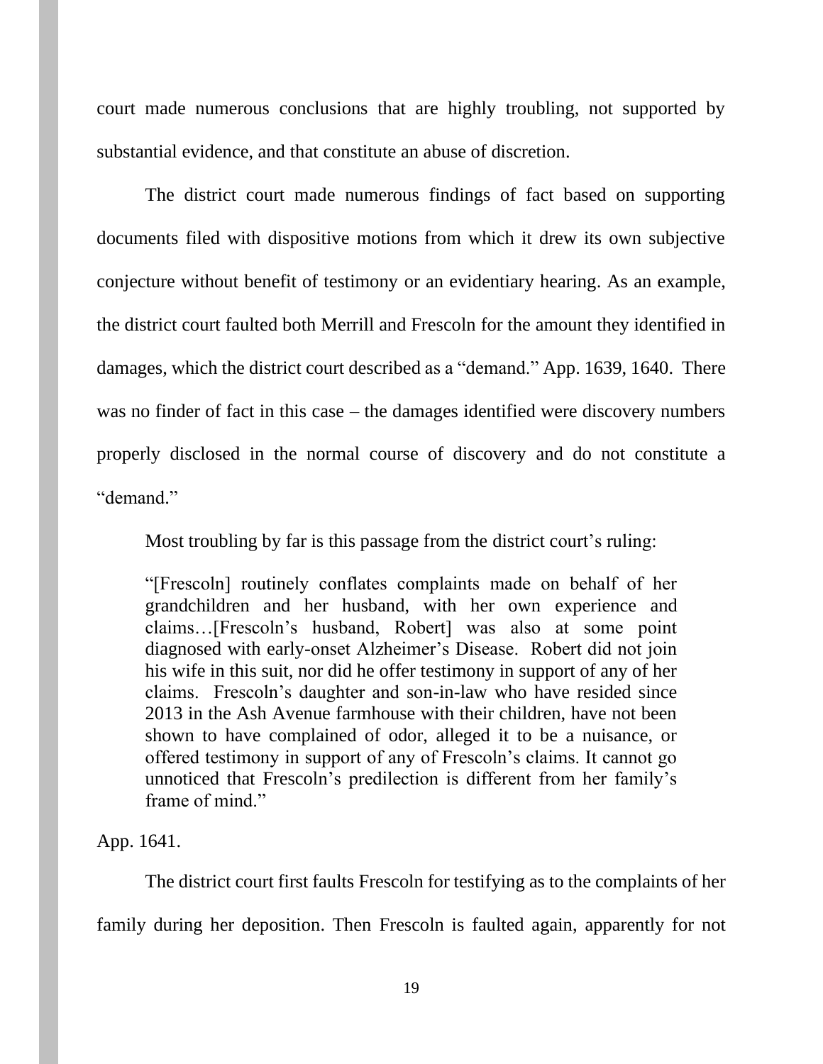court made numerous conclusions that are highly troubling, not supported by substantial evidence, and that constitute an abuse of discretion.

The district court made numerous findings of fact based on supporting documents filed with dispositive motions from which it drew its own subjective conjecture without benefit of testimony or an evidentiary hearing. As an example, the district court faulted both Merrill and Frescoln for the amount they identified in damages, which the district court described as a "demand." App. 1639, 1640. There was no finder of fact in this case – the damages identified were discovery numbers properly disclosed in the normal course of discovery and do not constitute a "demand."

Most troubling by far is this passage from the district court's ruling:

> "[Frescoln] routinely conflates complaints made on behalf of her grandchildren and her husband, with her own experience and claims…[Frescoln's husband, Robert] was also at some point diagnosed with early-onset Alzheimer's Disease. Robert did not join his wife in this suit, nor did he offer testimony in support of any of her claims. Frescoln's daughter and son-in-law who have resided since 2013 in the Ash Avenue farmhouse with their children, have not been shown to have complained of odor, alleged it to be a nuisance, or offered testimony in support of any of Frescoln's claims. It cannot go unnoticed that Frescoln's predilection is different from her family's frame of mind."

App. 1641.

The district court first faults Frescoln for testifying as to the complaints of her family during her deposition. Then Frescoln is faulted again, apparently for not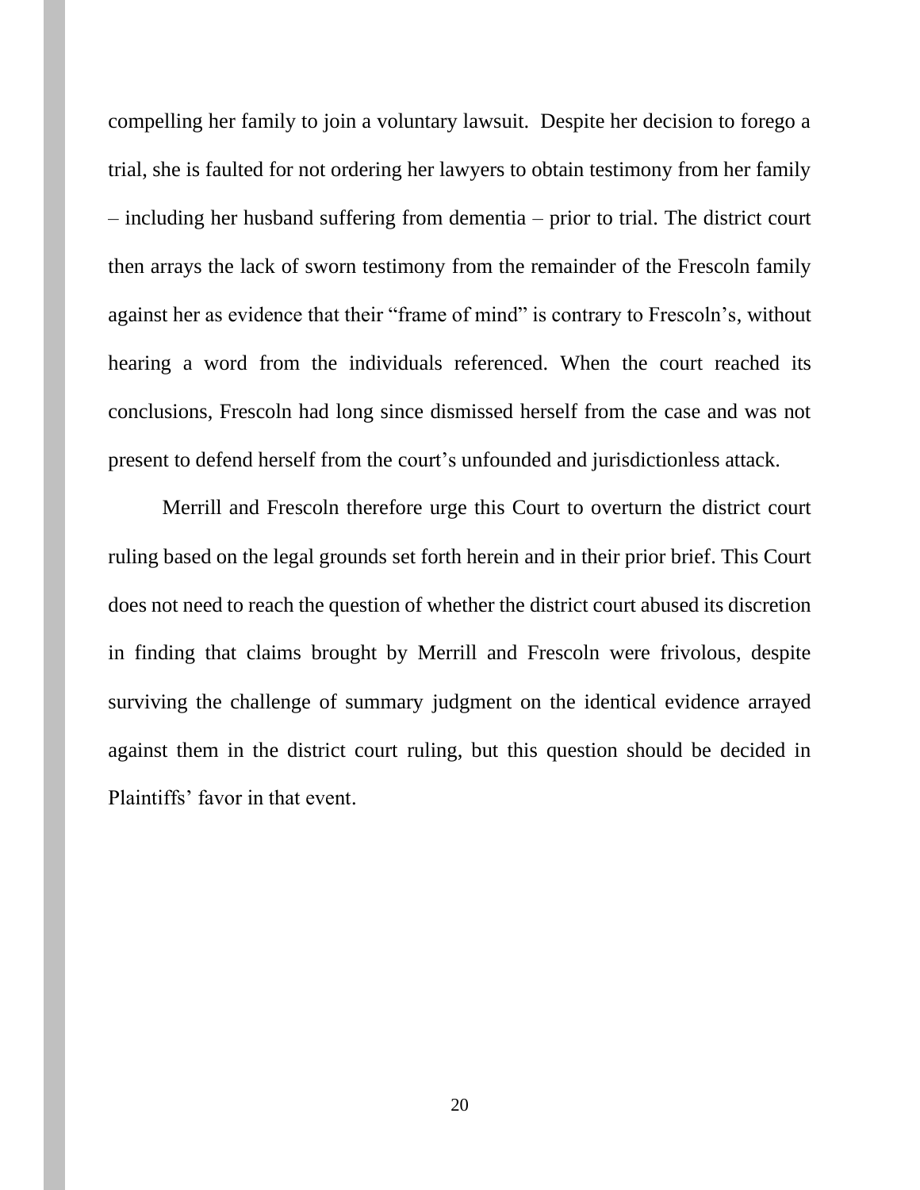compelling her family to join a voluntary lawsuit. Despite her decision to forego a trial, she is faulted for not ordering her lawyers to obtain testimony from her family – including her husband suffering from dementia – prior to trial. The district court then arrays the lack of sworn testimony from the remainder of the Frescoln family against her as evidence that their "frame of mind" is contrary to Frescoln's, without hearing a word from the individuals referenced. When the court reached its conclusions, Frescoln had long since dismissed herself from the case and was not present to defend herself from the court's unfounded and jurisdictionless attack.

Merrill and Frescoln therefore urge this Court to overturn the district court ruling based on the legal grounds set forth herein and in their prior brief. This Court does not need to reach the question of whether the district court abused its discretion in finding that claims brought by Merrill and Frescoln were frivolous, despite surviving the challenge of summary judgment on the identical evidence arrayed against them in the district court ruling, but this question should be decided in Plaintiffs' favor in that event.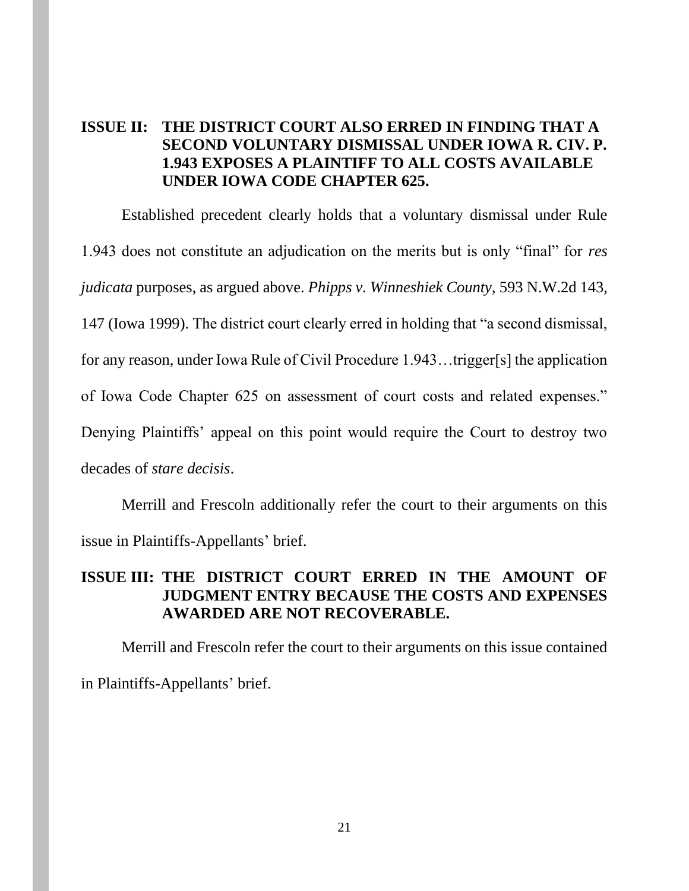## ISSUE II: THE DISTRICT COURT ALSO ERRED IN FINDING THAT A SECOND VOLUNTARY DISMISSAL UNDER IOWA R. CIV. P. 1.943 EXPOSES A PLAINTIFF TO ALL COSTS AVAILABLE UNDER IOWA CODE CHAPTER 625.

Established precedent clearly holds that a voluntary dismissal under Rule 1.943 does not constitute an adjudication on the merits but is only "final" for *res judicata* purposes, as argued above. *Phipps v. Winneshiek County*, 593 N.W.2d 143, 147 (Iowa 1999). The district court clearly erred in holding that "a second dismissal, for any reason, under Iowa Rule of Civil Procedure 1.943…trigger[s] the application of Iowa Code Chapter 625 on assessment of court costs and related expenses." Denying Plaintiffs' appeal on this point would require the Court to destroy two decades of *stare decisis*.

Merrill and Frescoln additionally refer the court to their arguments on this issue in Plaintiffs-Appellants' brief.

## ISSUE III: THE DISTRICT COURT ERRED IN THE AMOUNT OF JUDGMENT ENTRY BECAUSE THE COSTS AND EXPENSES AWARDED ARE NOT RECOVERABLE.

Merrill and Frescoln refer the court to their arguments on this issue contained in Plaintiffs-Appellants' brief.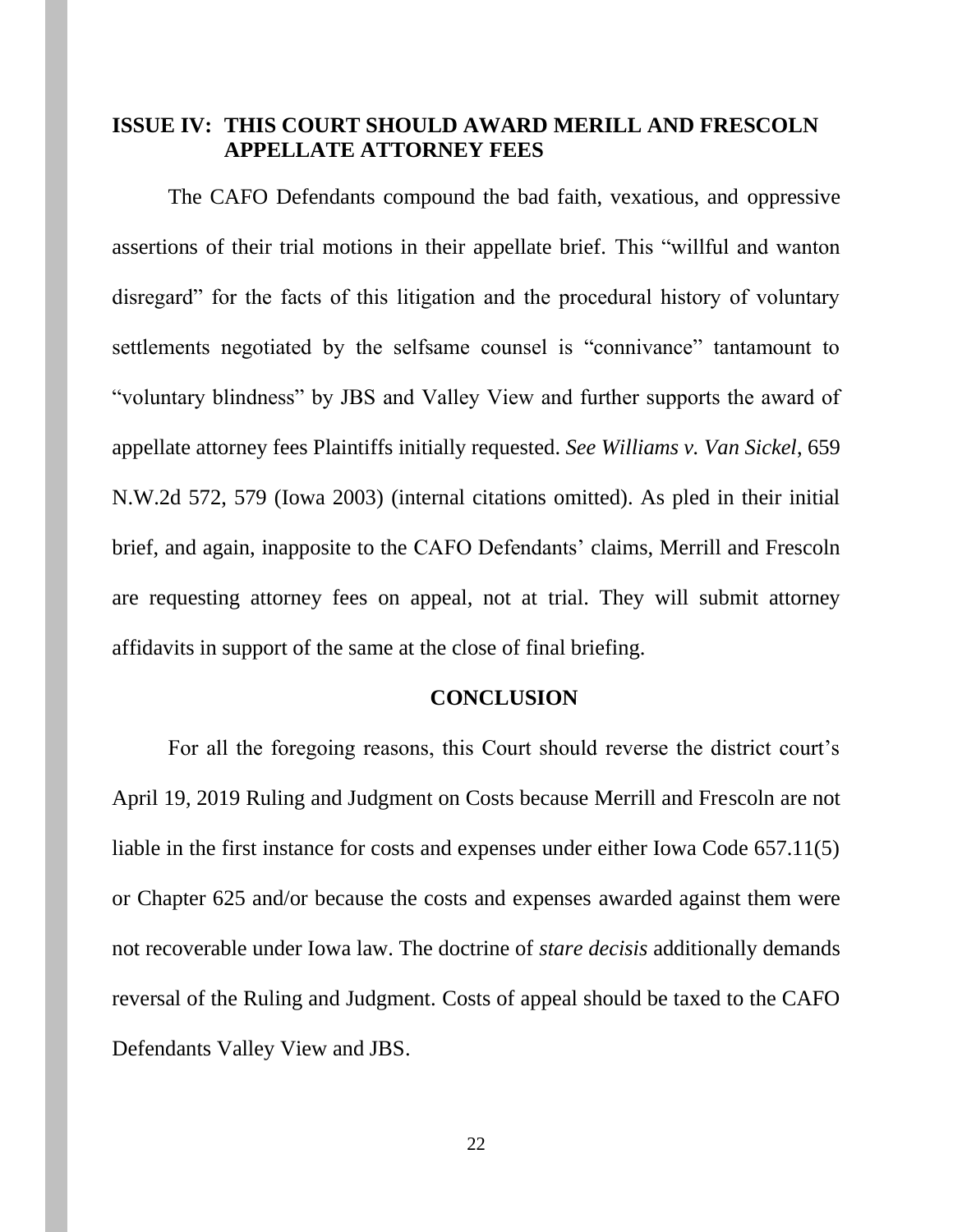## ISSUE IV: THIS COURT SHOULD AWARD MERILL AND FRESCOLN APPELLATE ATTORNEY FEES

The CAFO Defendants compound the bad faith, vexatious, and oppressive assertions of their trial motions in their appellate brief. This "willful and wanton disregard" for the facts of this litigation and the procedural history of voluntary settlements negotiated by the selfsame counsel is "connivance" tantamount to "voluntary blindness" by JBS and Valley View and further supports the award of appellate attorney fees Plaintiffs initially requested. *See Williams v. Van Sickel*, 659 N.W.2d 572, 579 (Iowa 2003) (internal citations omitted). As pled in their initial brief, and again, inapposite to the CAFO Defendants' claims, Merrill and Frescoln are requesting attorney fees on appeal, not at trial. They will submit attorney affidavits in support of the same at the close of final briefing.

## CONCLUSION

For all the foregoing reasons, this Court should reverse the district court's April 19, 2019 Ruling and Judgment on Costs because Merrill and Frescoln are not liable in the first instance for costs and expenses under either Iowa Code 657.11(5) or Chapter 625 and/or because the costs and expenses awarded against them were not recoverable under Iowa law. The doctrine of *stare decisis* additionally demands reversal of the Ruling and Judgment. Costs of appeal should be taxed to the CAFO Defendants Valley View and JBS.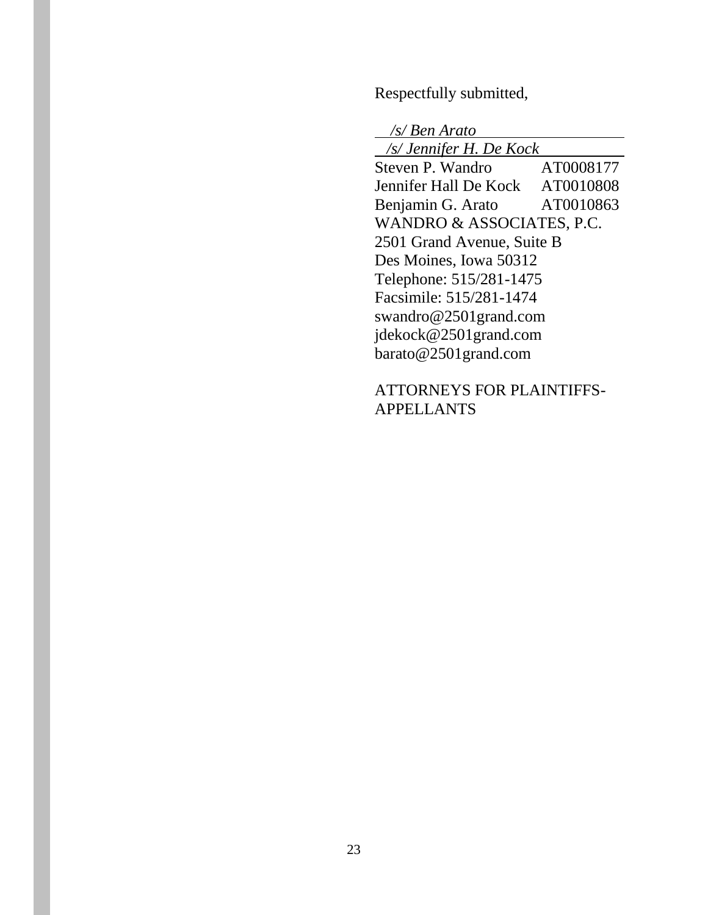Respectfully submitted,

*/s/ Ben Arato*

*/s/ Jennifer H. De Kock*

Steven P. Wandro AT0008177
Jennifer Hall De Kock AT0010808
Benjamin G. Arato AT0010863
WANDRO & ASSOCIATES, P.C.
2501 Grand Avenue, Suite B
Des Moines, Iowa 50312
Telephone: 515/281-1475
Facsimile: 515/281-1474
swandro@2501grand.com
jdekock@2501grand.com
barato@2501grand.com

ATTORNEYS FOR PLAINTIFFS-APPELLANTS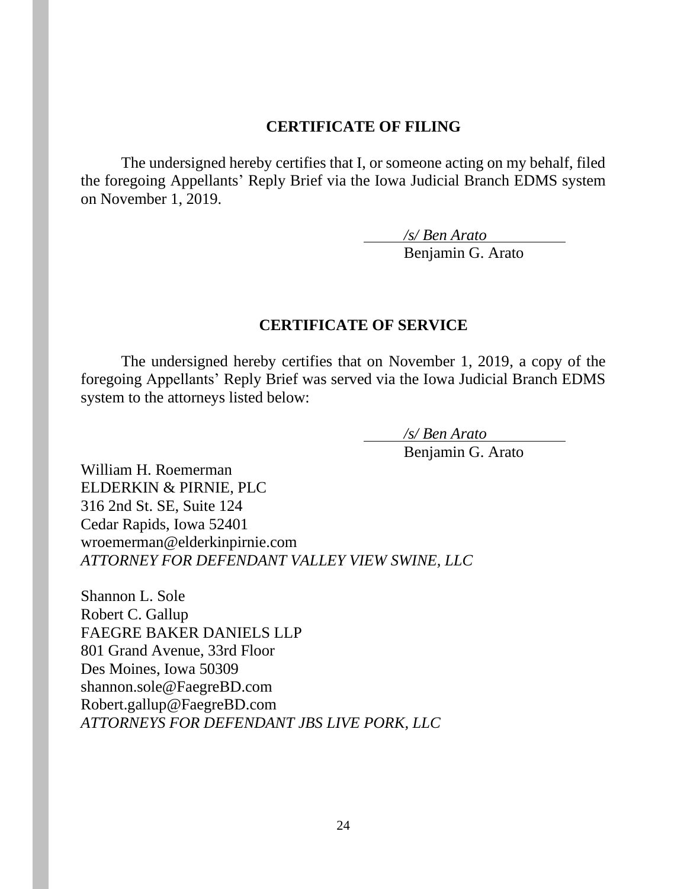## CERTIFICATE OF FILING

The undersigned hereby certifies that I, or someone acting on my behalf, filed the foregoing Appellants' Reply Brief via the Iowa Judicial Branch EDMS system on November 1, 2019.

*/s/ Ben Arato*
Benjamin G. Arato

## CERTIFICATE OF SERVICE

The undersigned hereby certifies that on November 1, 2019, a copy of the foregoing Appellants' Reply Brief was served via the Iowa Judicial Branch EDMS system to the attorneys listed below:

*/s/ Ben Arato*
Benjamin G. Arato

William H. Roemerman
ELDERKIN & PIRNIE, PLC
316 2nd St. SE, Suite 124
Cedar Rapids, Iowa 52401
wroemerman@elderkinpirnie.com
*ATTORNEY FOR DEFENDANT VALLEY VIEW SWINE, LLC*

Shannon L. Sole
Robert C. Gallup
FAEGRE BAKER DANIELS LLP
801 Grand Avenue, 33rd Floor
Des Moines, Iowa 50309
shannon.sole@FaegreBD.com
Robert.gallup@FaegreBD.com
*ATTORNEYS FOR DEFENDANT JBS LIVE PORK, LLC*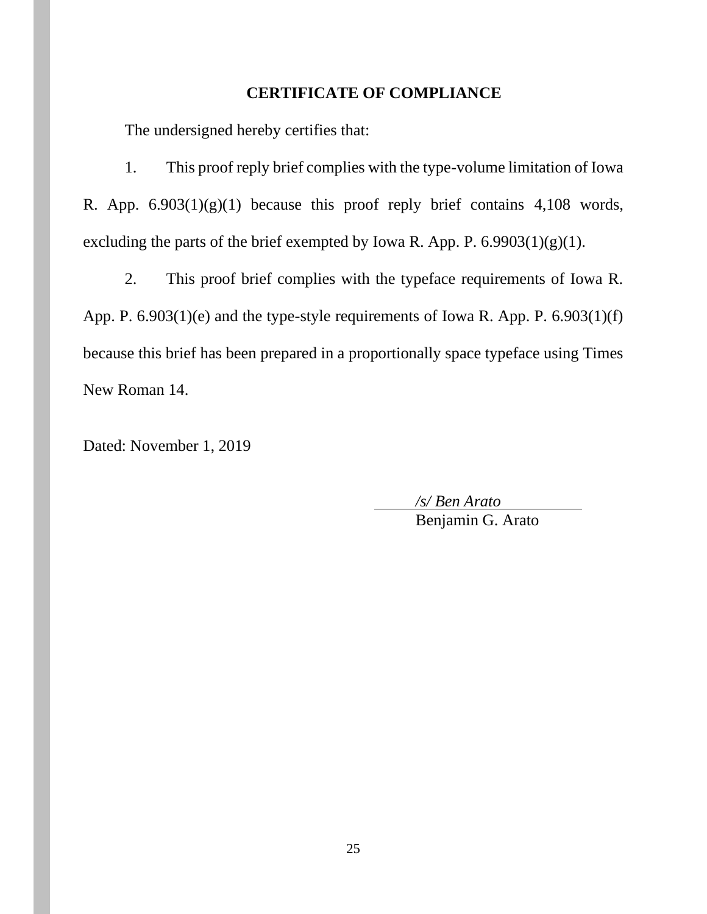**CERTIFICATE OF COMPLIANCE**

The undersigned hereby certifies that:

1. This proof reply brief complies with the type-volume limitation of Iowa R. App. 6.903(1)(g)(1) because this proof reply brief contains 4,108 words, excluding the parts of the brief exempted by Iowa R. App. P. 6.9903(1)(g)(1).

2. This proof brief complies with the typeface requirements of Iowa R. App. P. 6.903(1)(e) and the type-style requirements of Iowa R. App. P. 6.903(1)(f) because this brief has been prepared in a proportionally space typeface using Times New Roman 14.

Dated: November 1, 2019

*/s/ Ben Arato*
Benjamin G. Arato